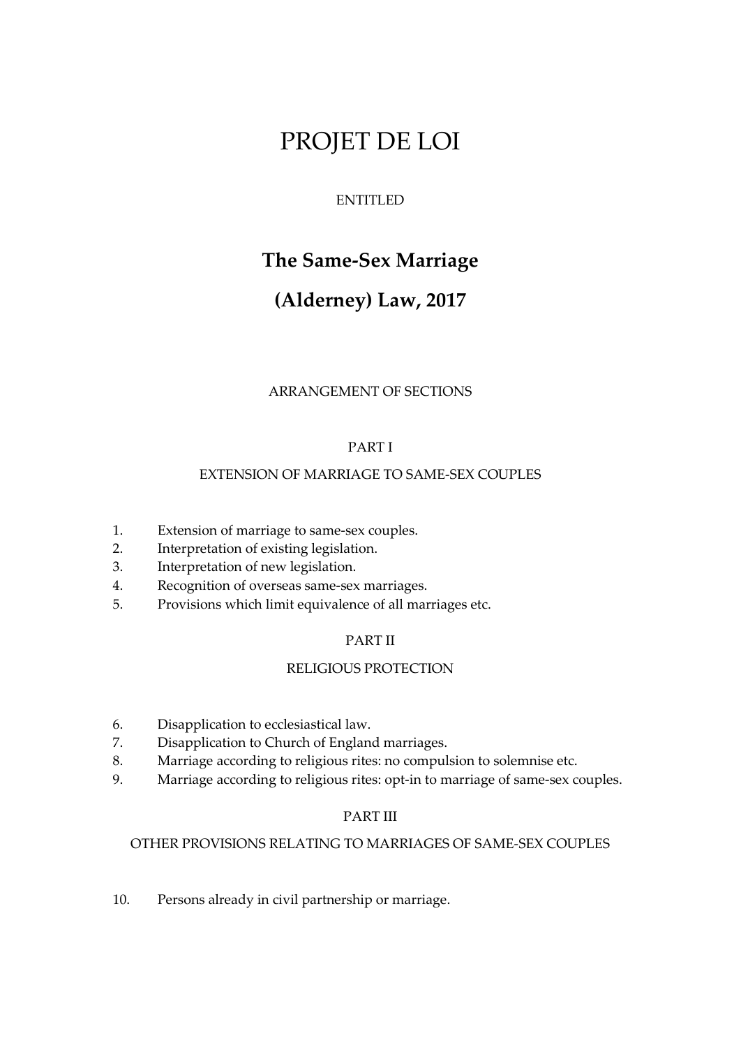# PROJET DE LOI

ENTITLED

## The Same-Sex Marriage (Alderney) Law, 2017

ARRANGEMENT OF SECTIONS

PART I

EXTENSION OF MARRIAGE TO SAME-SEX COUPLES

1. Extension of marriage to same-sex couples.
2. Interpretation of existing legislation.
3. Interpretation of new legislation.
4. Recognition of overseas same-sex marriages.
5. Provisions which limit equivalence of all marriages etc.

PART II

RELIGIOUS PROTECTION

6. Disapplication to ecclesiastical law.
7. Disapplication to Church of England marriages.
8. Marriage according to religious rites: no compulsion to solemnise etc.
9. Marriage according to religious rites: opt-in to marriage of same-sex couples.

PART III

OTHER PROVISIONS RELATING TO MARRIAGES OF SAME-SEX COUPLES

10. Persons already in civil partnership or marriage.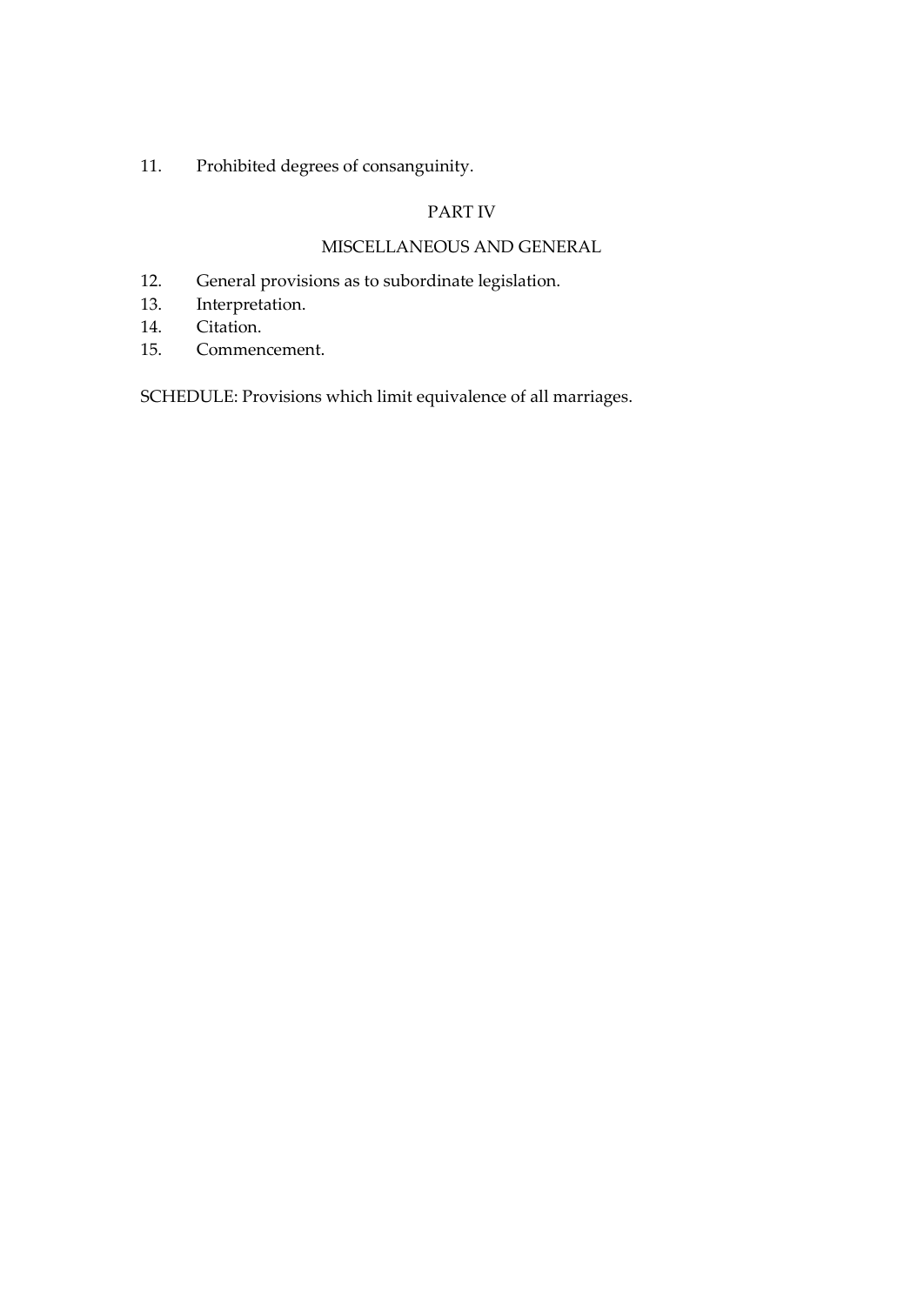11. Prohibited degrees of consanguinity.

## PART IV

## MISCELLANEOUS AND GENERAL

12. General provisions as to subordinate legislation.
13. Interpretation.
14. Citation.
15. Commencement.

SCHEDULE: Provisions which limit equivalence of all marriages.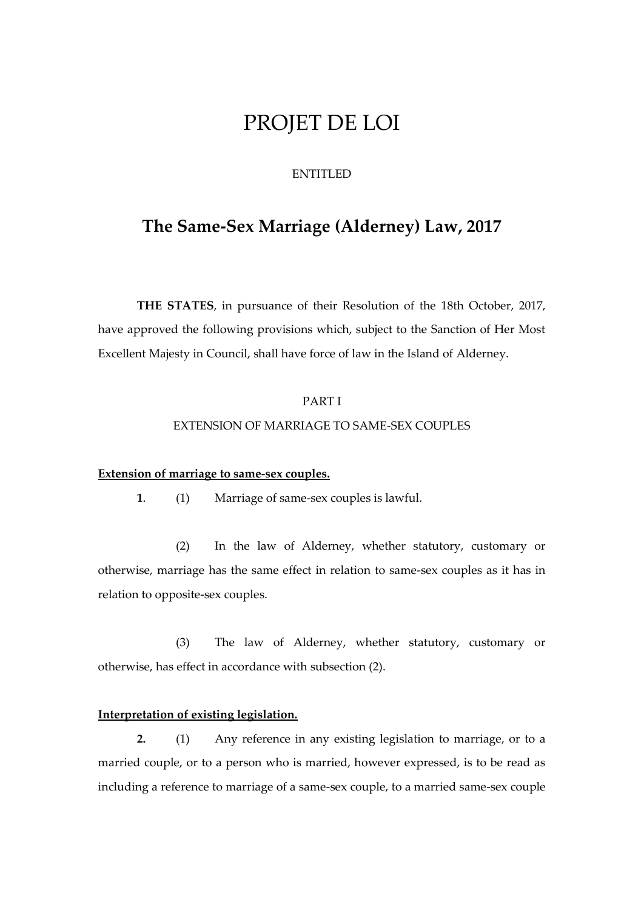# PROJET DE LOI

ENTITLED

## The Same-Sex Marriage (Alderney) Law, 2017

**THE STATES**, in pursuance of their Resolution of the 18th October, 2017, have approved the following provisions which, subject to the Sanction of Her Most Excellent Majesty in Council, shall have force of law in the Island of Alderney.

PART I

EXTENSION OF MARRIAGE TO SAME-SEX COUPLES

**Extension of marriage to same-sex couples.**

**1**. (1) Marriage of same-sex couples is lawful.

(2) In the law of Alderney, whether statutory, customary or otherwise, marriage has the same effect in relation to same-sex couples as it has in relation to opposite-sex couples.

(3) The law of Alderney, whether statutory, customary or otherwise, has effect in accordance with subsection (2).

**Interpretation of existing legislation.**

**2.** (1) Any reference in any existing legislation to marriage, or to a married couple, or to a person who is married, however expressed, is to be read as including a reference to marriage of a same-sex couple, to a married same-sex couple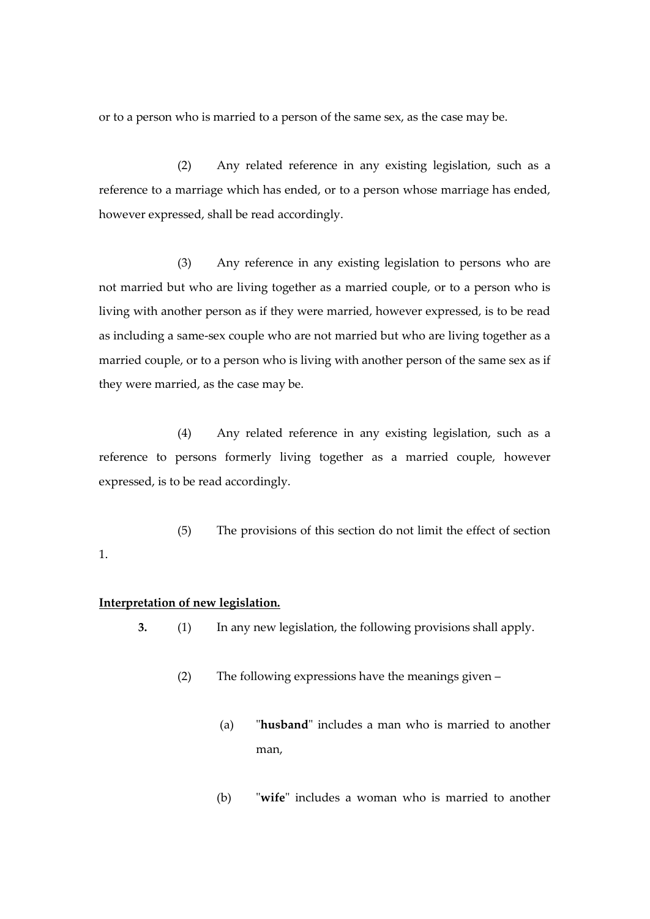or to a person who is married to a person of the same sex, as the case may be.

(2) Any related reference in any existing legislation, such as a reference to a marriage which has ended, or to a person whose marriage has ended, however expressed, shall be read accordingly.

(3) Any reference in any existing legislation to persons who are not married but who are living together as a married couple, or to a person who is living with another person as if they were married, however expressed, is to be read as including a same-sex couple who are not married but who are living together as a married couple, or to a person who is living with another person of the same sex as if they were married, as the case may be.

(4) Any related reference in any existing legislation, such as a reference to persons formerly living together as a married couple, however expressed, is to be read accordingly.

(5) The provisions of this section do not limit the effect of section 1.

**Interpretation of new legislation.**

**3.** (1) In any new legislation, the following provisions shall apply.

(2) The following expressions have the meanings given –

(a) "**husband**" includes a man who is married to another man,

(b) "**wife**" includes a woman who is married to another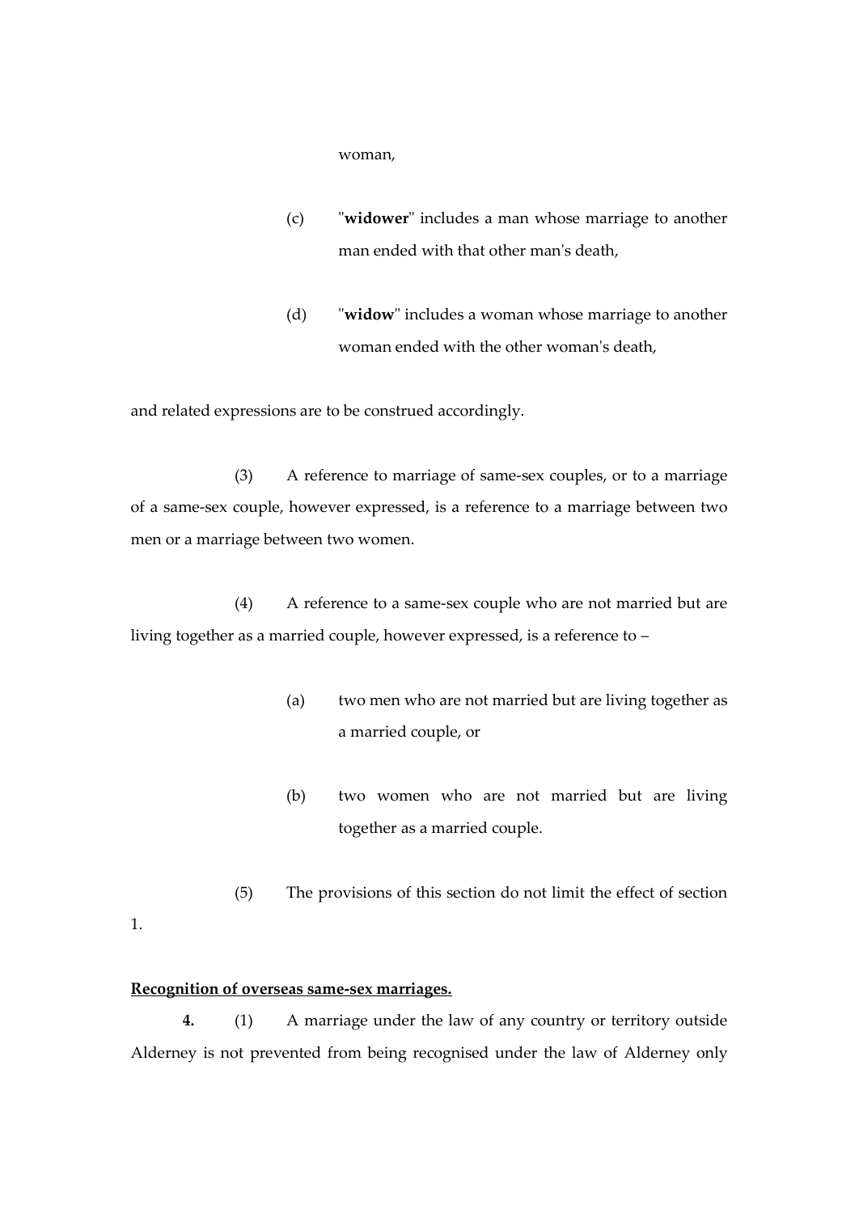woman,

(c) "**widower**" includes a man whose marriage to another man ended with that other man's death,

(d) "**widow**" includes a woman whose marriage to another woman ended with the other woman's death,

and related expressions are to be construed accordingly.

(3) A reference to marriage of same-sex couples, or to a marriage of a same-sex couple, however expressed, is a reference to a marriage between two men or a marriage between two women.

(4) A reference to a same-sex couple who are not married but are living together as a married couple, however expressed, is a reference to –

(a) two men who are not married but are living together as a married couple, or

(b) two women who are not married but are living together as a married couple.

(5) The provisions of this section do not limit the effect of section 1.

**Recognition of overseas same-sex marriages.**

**4.** (1) A marriage under the law of any country or territory outside Alderney is not prevented from being recognised under the law of Alderney only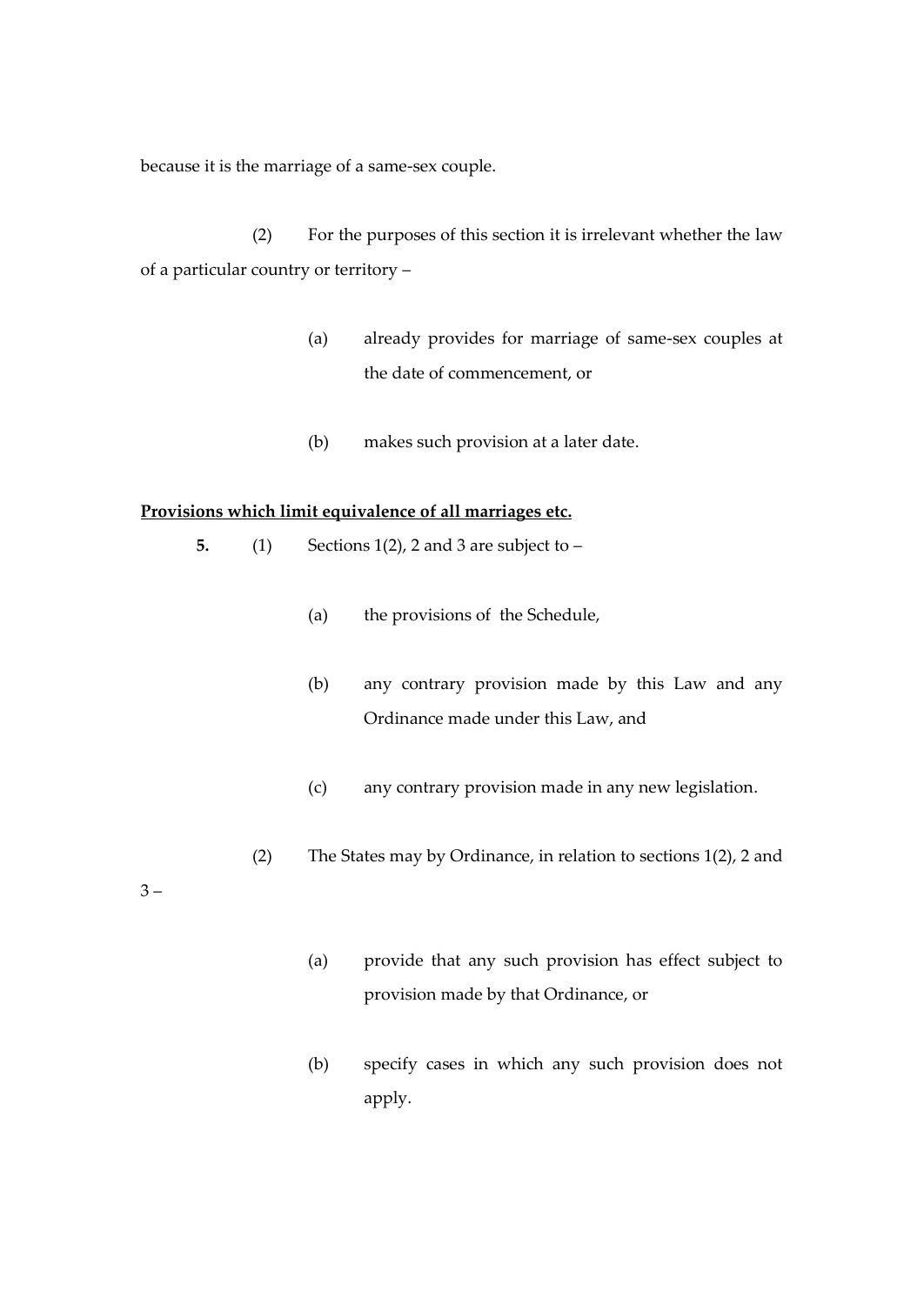because it is the marriage of a same-sex couple.

(2) For the purposes of this section it is irrelevant whether the law of a particular country or territory –

(a) already provides for marriage of same-sex couples at the date of commencement, or

(b) makes such provision at a later date.

**Provisions which limit equivalence of all marriages etc.**

**5.** (1) Sections 1(2), 2 and 3 are subject to –

(a) the provisions of the Schedule,

(b) any contrary provision made by this Law and any Ordinance made under this Law, and

(c) any contrary provision made in any new legislation.

(2) The States may by Ordinance, in relation to sections 1(2), 2 and 3 –

(a) provide that any such provision has effect subject to provision made by that Ordinance, or

(b) specify cases in which any such provision does not apply.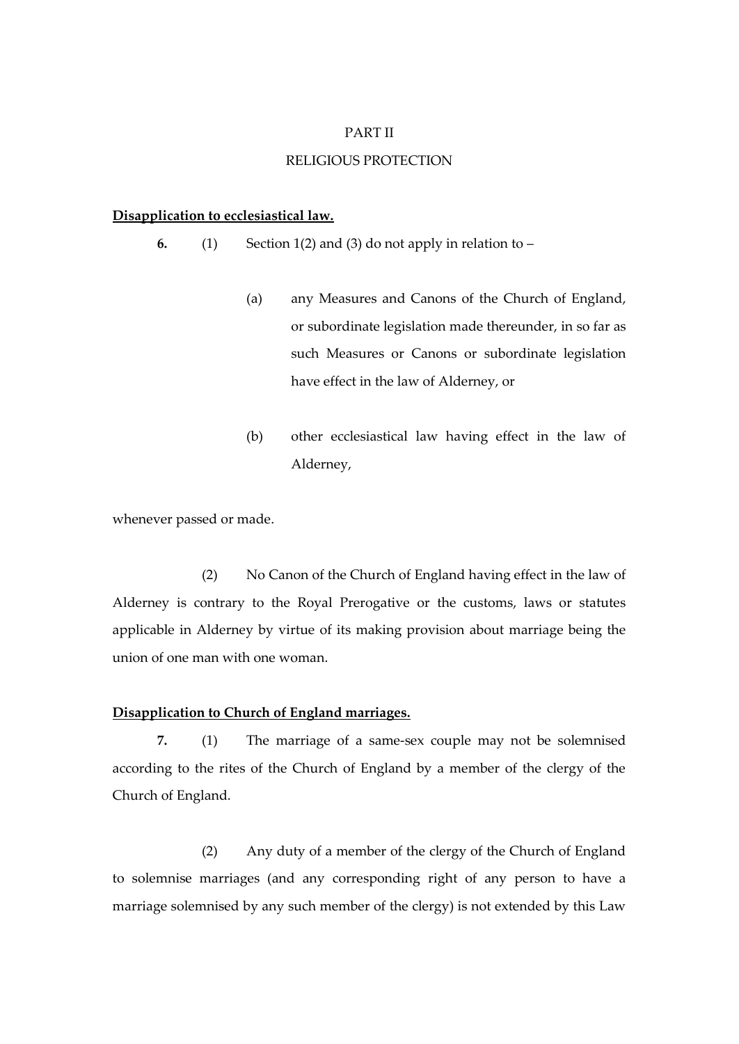## PART II

## RELIGIOUS PROTECTION

**Disapplication to ecclesiastical law.**

**6.** (1) Section 1(2) and (3) do not apply in relation to –

(a) any Measures and Canons of the Church of England, or subordinate legislation made thereunder, in so far as such Measures or Canons or subordinate legislation have effect in the law of Alderney, or

(b) other ecclesiastical law having effect in the law of Alderney,

whenever passed or made.

(2) No Canon of the Church of England having effect in the law of Alderney is contrary to the Royal Prerogative or the customs, laws or statutes applicable in Alderney by virtue of its making provision about marriage being the union of one man with one woman.

**Disapplication to Church of England marriages.**

**7.** (1) The marriage of a same-sex couple may not be solemnised according to the rites of the Church of England by a member of the clergy of the Church of England.

(2) Any duty of a member of the clergy of the Church of England to solemnise marriages (and any corresponding right of any person to have a marriage solemnised by any such member of the clergy) is not extended by this Law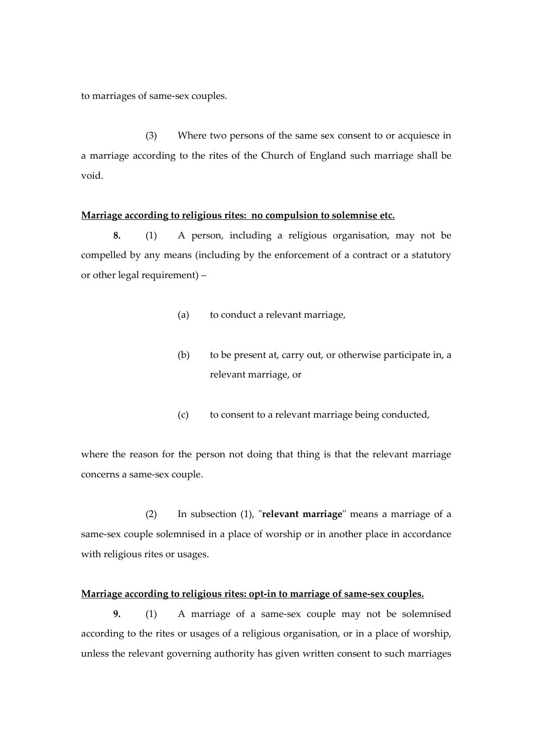to marriages of same-sex couples.

(3) Where two persons of the same sex consent to or acquiesce in a marriage according to the rites of the Church of England such marriage shall be void.

**Marriage according to religious rites: no compulsion to solemnise etc.**

**8.** (1) A person, including a religious organisation, may not be compelled by any means (including by the enforcement of a contract or a statutory or other legal requirement) –

(a) to conduct a relevant marriage,

(b) to be present at, carry out, or otherwise participate in, a relevant marriage, or

(c) to consent to a relevant marriage being conducted,

where the reason for the person not doing that thing is that the relevant marriage concerns a same-sex couple.

(2) In subsection (1), "**relevant marriage**" means a marriage of a same-sex couple solemnised in a place of worship or in another place in accordance with religious rites or usages.

**Marriage according to religious rites: opt-in to marriage of same-sex couples.**

**9.** (1) A marriage of a same-sex couple may not be solemnised according to the rites or usages of a religious organisation, or in a place of worship, unless the relevant governing authority has given written consent to such marriages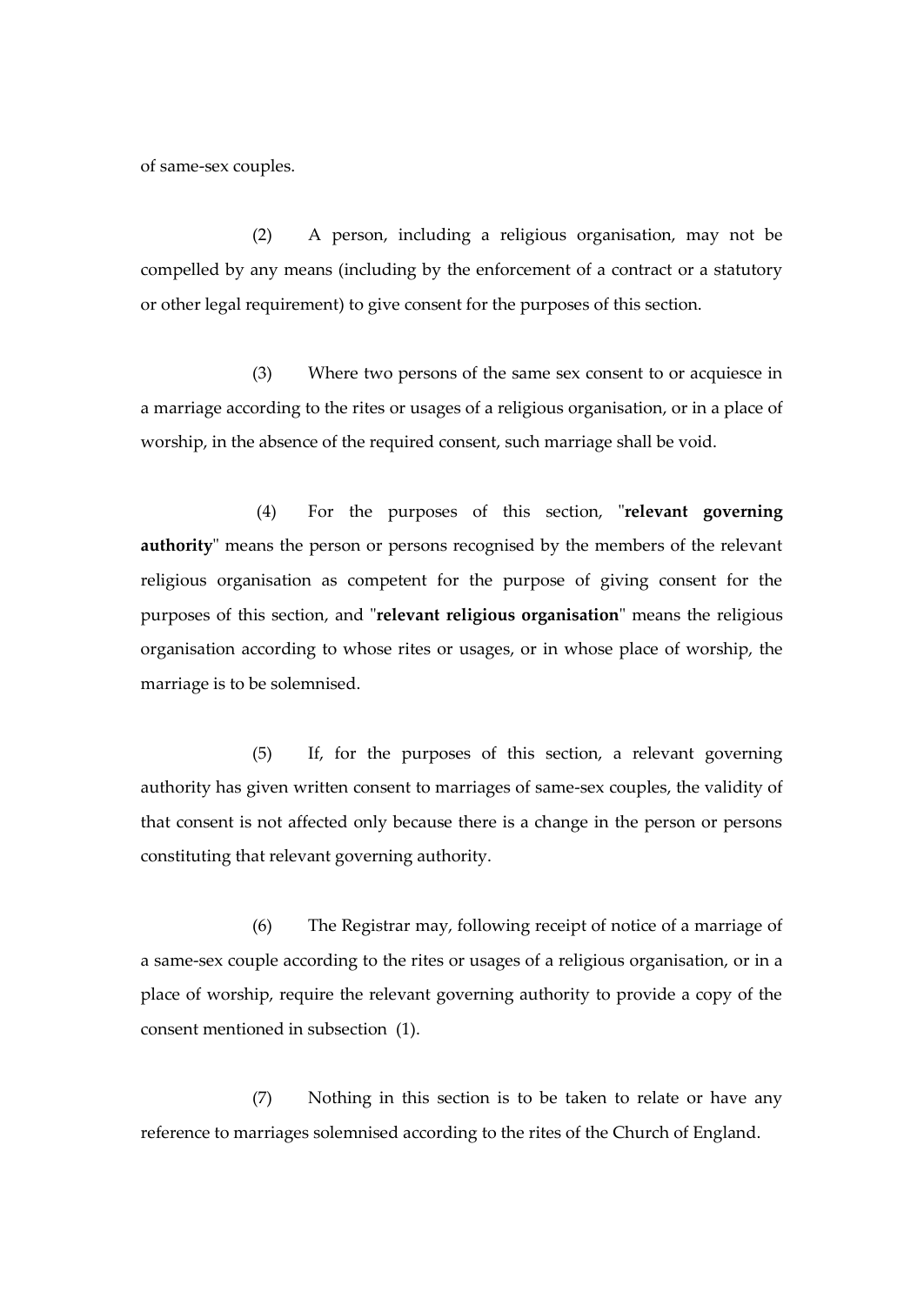of same-sex couples.

(2) A person, including a religious organisation, may not be compelled by any means (including by the enforcement of a contract or a statutory or other legal requirement) to give consent for the purposes of this section.

(3) Where two persons of the same sex consent to or acquiesce in a marriage according to the rites or usages of a religious organisation, or in a place of worship, in the absence of the required consent, such marriage shall be void.

(4) For the purposes of this section, "**relevant governing authority**" means the person or persons recognised by the members of the relevant religious organisation as competent for the purpose of giving consent for the purposes of this section, and "**relevant religious organisation**" means the religious organisation according to whose rites or usages, or in whose place of worship, the marriage is to be solemnised.

(5) If, for the purposes of this section, a relevant governing authority has given written consent to marriages of same-sex couples, the validity of that consent is not affected only because there is a change in the person or persons constituting that relevant governing authority.

(6) The Registrar may, following receipt of notice of a marriage of a same-sex couple according to the rites or usages of a religious organisation, or in a place of worship, require the relevant governing authority to provide a copy of the consent mentioned in subsection (1).

(7) Nothing in this section is to be taken to relate or have any reference to marriages solemnised according to the rites of the Church of England.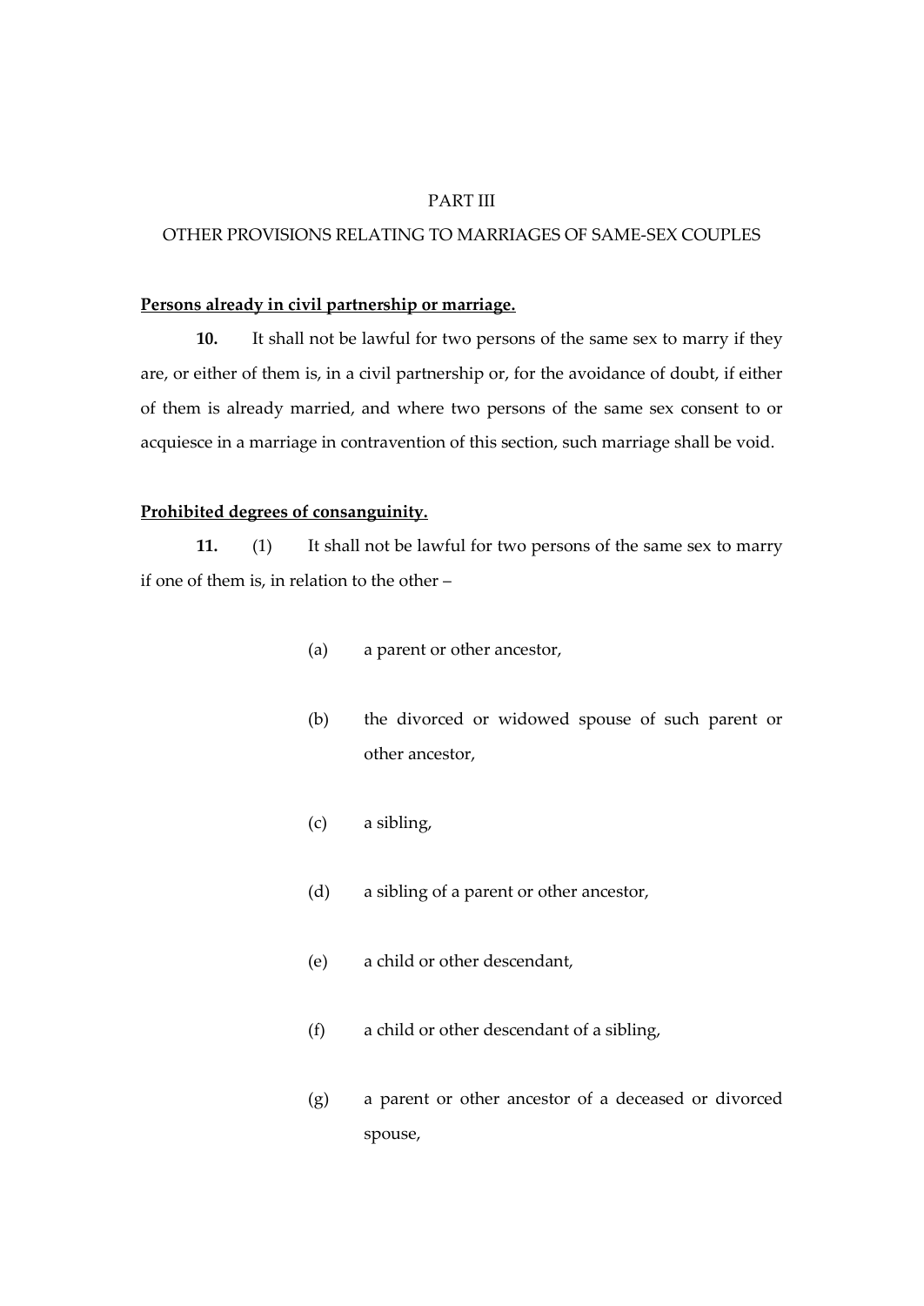PART III

OTHER PROVISIONS RELATING TO MARRIAGES OF SAME-SEX COUPLES

**Persons already in civil partnership or marriage.**

**10.** It shall not be lawful for two persons of the same sex to marry if they are, or either of them is, in a civil partnership or, for the avoidance of doubt, if either of them is already married, and where two persons of the same sex consent to or acquiesce in a marriage in contravention of this section, such marriage shall be void.

**Prohibited degrees of consanguinity.**

**11.** (1) It shall not be lawful for two persons of the same sex to marry if one of them is, in relation to the other –

(a) a parent or other ancestor,

(b) the divorced or widowed spouse of such parent or other ancestor,

(c) a sibling,

(d) a sibling of a parent or other ancestor,

(e) a child or other descendant,

(f) a child or other descendant of a sibling,

(g) a parent or other ancestor of a deceased or divorced spouse,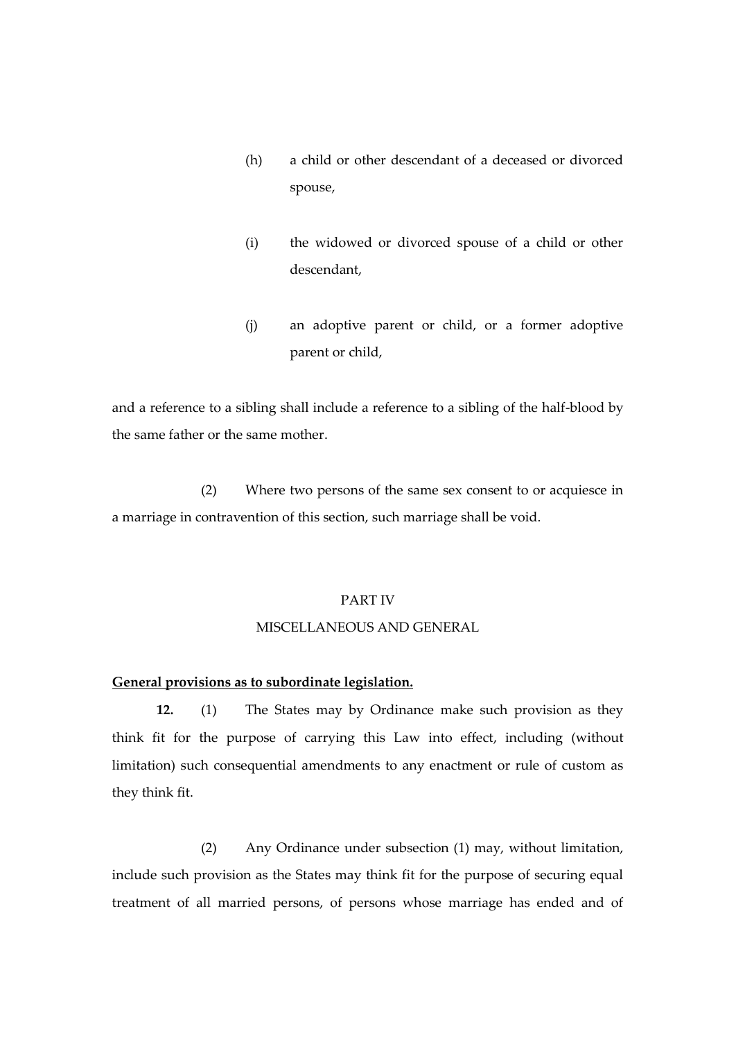(h) a child or other descendant of a deceased or divorced spouse,

(i) the widowed or divorced spouse of a child or other descendant,

(j) an adoptive parent or child, or a former adoptive parent or child,

and a reference to a sibling shall include a reference to a sibling of the half-blood by the same father or the same mother.

(2) Where two persons of the same sex consent to or acquiesce in a marriage in contravention of this section, such marriage shall be void.

## PART IV

## MISCELLANEOUS AND GENERAL

**General provisions as to subordinate legislation.**

**12.** (1) The States may by Ordinance make such provision as they think fit for the purpose of carrying this Law into effect, including (without limitation) such consequential amendments to any enactment or rule of custom as they think fit.

(2) Any Ordinance under subsection (1) may, without limitation, include such provision as the States may think fit for the purpose of securing equal treatment of all married persons, of persons whose marriage has ended and of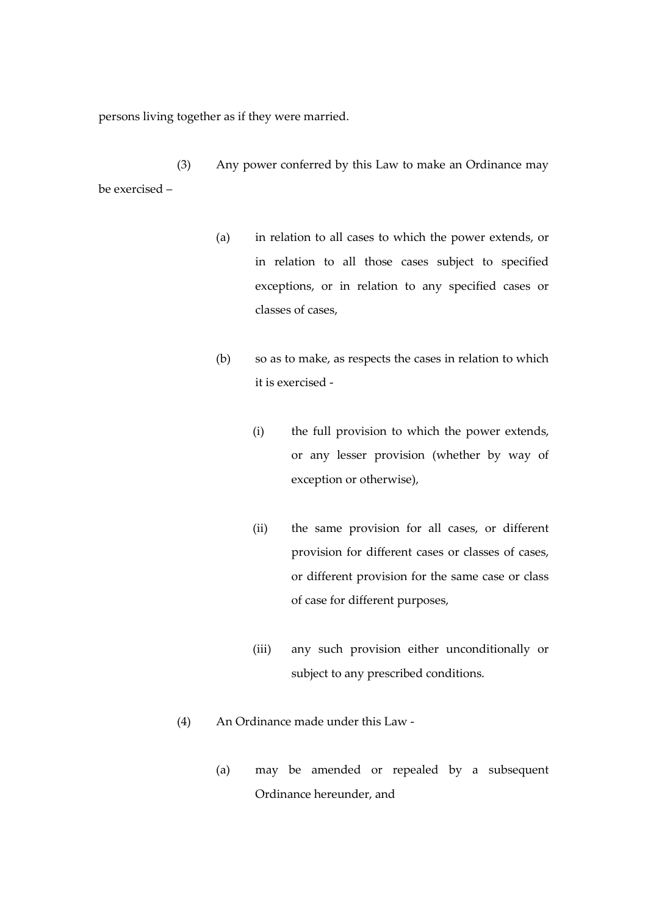persons living together as if they were married.

(3) Any power conferred by this Law to make an Ordinance may be exercised –

(a) in relation to all cases to which the power extends, or in relation to all those cases subject to specified exceptions, or in relation to any specified cases or classes of cases,

(b) so as to make, as respects the cases in relation to which it is exercised -

(i) the full provision to which the power extends, or any lesser provision (whether by way of exception or otherwise),

(ii) the same provision for all cases, or different provision for different cases or classes of cases, or different provision for the same case or class of case for different purposes,

(iii) any such provision either unconditionally or subject to any prescribed conditions.

(4) An Ordinance made under this Law -

(a) may be amended or repealed by a subsequent Ordinance hereunder, and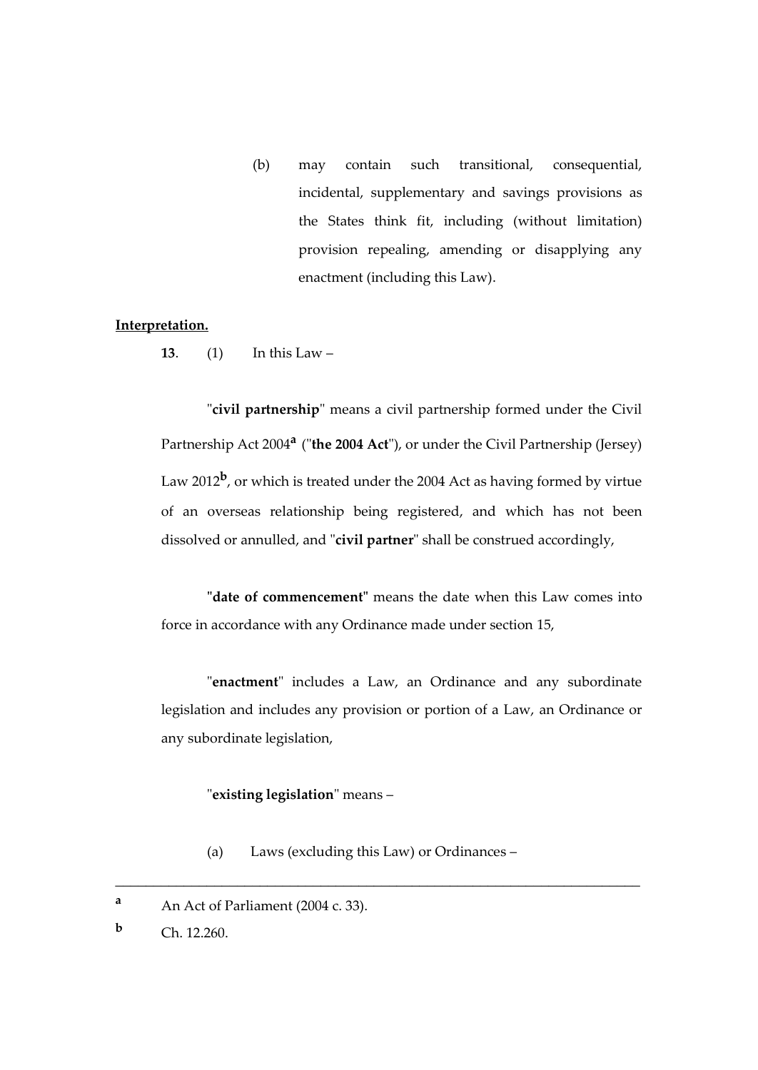(b) may contain such transitional, consequential, incidental, supplementary and savings provisions as the States think fit, including (without limitation) provision repealing, amending or disapplying any enactment (including this Law).

**Interpretation.**

**13**. (1) In this Law –

"**civil partnership**" means a civil partnership formed under the Civil Partnership Act 2004[a] ("**the 2004 Act**"), or under the Civil Partnership (Jersey) Law 2012[b], or which is treated under the 2004 Act as having formed by virtue of an overseas relationship being registered, and which has not been dissolved or annulled, and "**civil partner**" shall be construed accordingly,

"**date of commencement**" means the date when this Law comes into force in accordance with any Ordinance made under section 15,

"**enactment**" includes a Law, an Ordinance and any subordinate legislation and includes any provision or portion of a Law, an Ordinance or any subordinate legislation,

"**existing legislation**" means –

(a) Laws (excluding this Law) or Ordinances –

---

[a] An Act of Parliament (2004 c. 33).

[b] Ch. 12.260.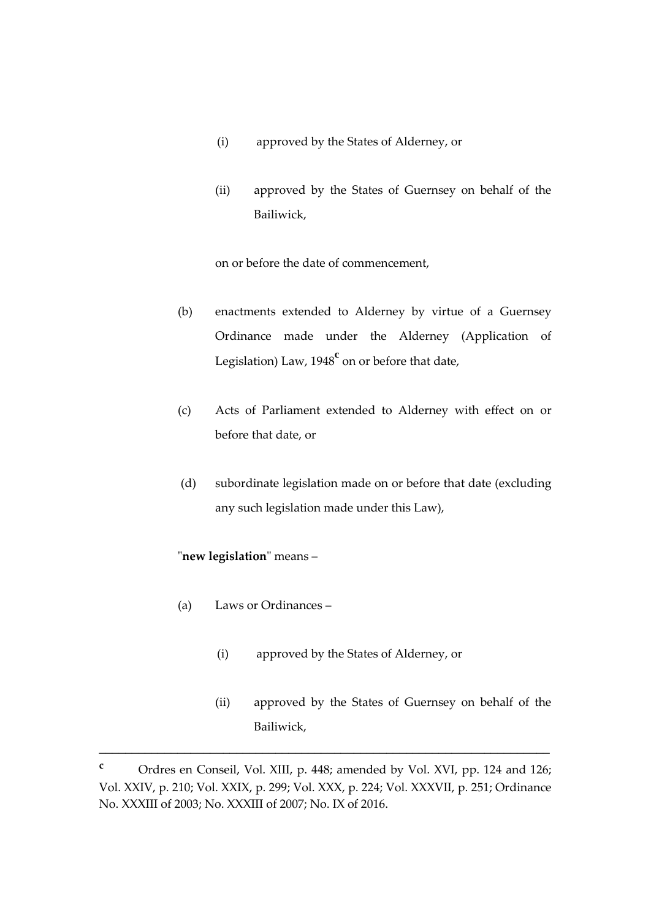(i) approved by the States of Alderney, or

(ii) approved by the States of Guernsey on behalf of the Bailiwick,

on or before the date of commencement,

(b) enactments extended to Alderney by virtue of a Guernsey Ordinance made under the Alderney (Application of Legislation) Law, 1948[c] on or before that date,

(c) Acts of Parliament extended to Alderney with effect on or before that date, or

(d) subordinate legislation made on or before that date (excluding any such legislation made under this Law),

"**new legislation**" means –

(a) Laws or Ordinances –

(i) approved by the States of Alderney, or

(ii) approved by the States of Guernsey on behalf of the Bailiwick,

---

[c] Ordres en Conseil, Vol. XIII, p. 448; amended by Vol. XVI, pp. 124 and 126; Vol. XXIV, p. 210; Vol. XXIX, p. 299; Vol. XXX, p. 224; Vol. XXXVII, p. 251; Ordinance No. XXXIII of 2003; No. XXXIII of 2007; No. IX of 2016.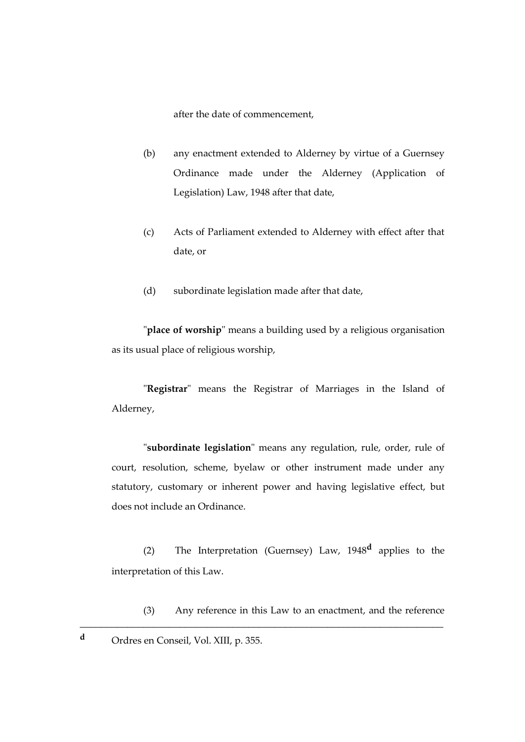after the date of commencement,

(b) any enactment extended to Alderney by virtue of a Guernsey Ordinance made under the Alderney (Application of Legislation) Law, 1948 after that date,

(c) Acts of Parliament extended to Alderney with effect after that date, or

(d) subordinate legislation made after that date,

"**place of worship**" means a building used by a religious organisation as its usual place of religious worship,

"**Registrar**" means the Registrar of Marriages in the Island of Alderney,

"**subordinate legislation**" means any regulation, rule, order, rule of court, resolution, scheme, byelaw or other instrument made under any statutory, customary or inherent power and having legislative effect, but does not include an Ordinance.

(2) The Interpretation (Guernsey) Law, 1948[d] applies to the interpretation of this Law.

(3) Any reference in this Law to an enactment, and the reference

---

[d] Ordres en Conseil, Vol. XIII, p. 355.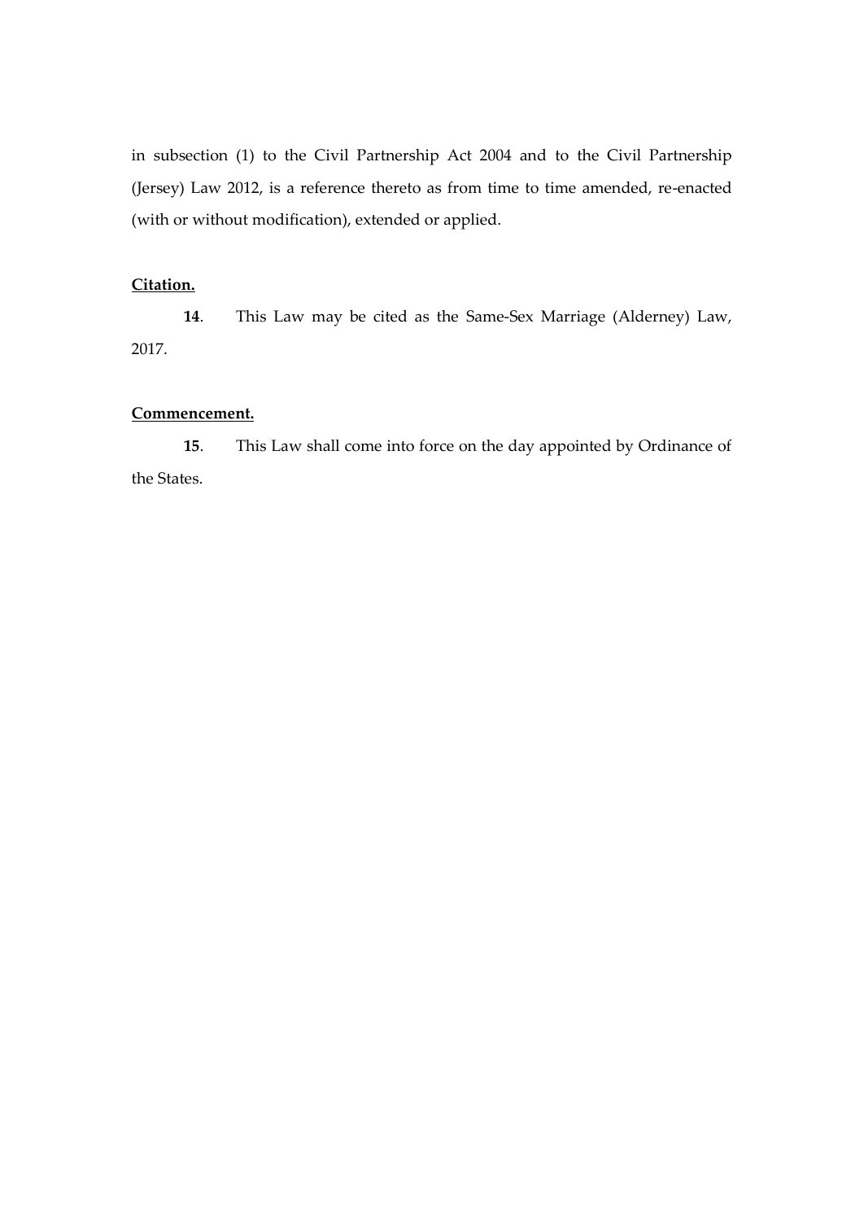in subsection (1) to the Civil Partnership Act 2004 and to the Civil Partnership (Jersey) Law 2012, is a reference thereto as from time to time amended, re-enacted (with or without modification), extended or applied.

**Citation.**

**14**. This Law may be cited as the Same-Sex Marriage (Alderney) Law, 2017.

**Commencement.**

**15**. This Law shall come into force on the day appointed by Ordinance of the States.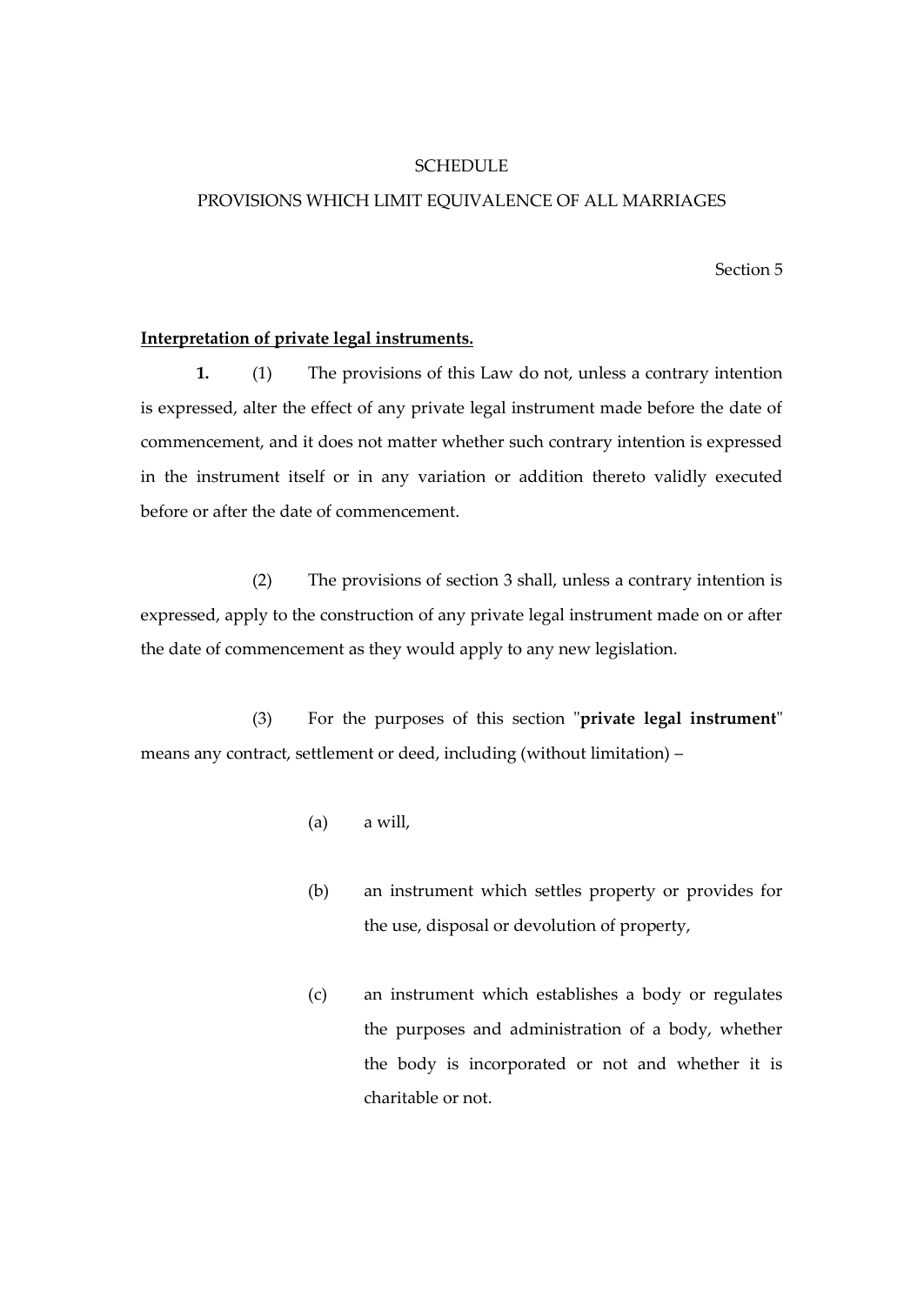SCHEDULE

PROVISIONS WHICH LIMIT EQUIVALENCE OF ALL MARRIAGES

Section 5

**Interpretation of private legal instruments.**

**1.** (1) The provisions of this Law do not, unless a contrary intention is expressed, alter the effect of any private legal instrument made before the date of commencement, and it does not matter whether such contrary intention is expressed in the instrument itself or in any variation or addition thereto validly executed before or after the date of commencement.

(2) The provisions of section 3 shall, unless a contrary intention is expressed, apply to the construction of any private legal instrument made on or after the date of commencement as they would apply to any new legislation.

(3) For the purposes of this section "**private legal instrument**" means any contract, settlement or deed, including (without limitation) –

(a) a will,

(b) an instrument which settles property or provides for the use, disposal or devolution of property,

(c) an instrument which establishes a body or regulates the purposes and administration of a body, whether the body is incorporated or not and whether it is charitable or not.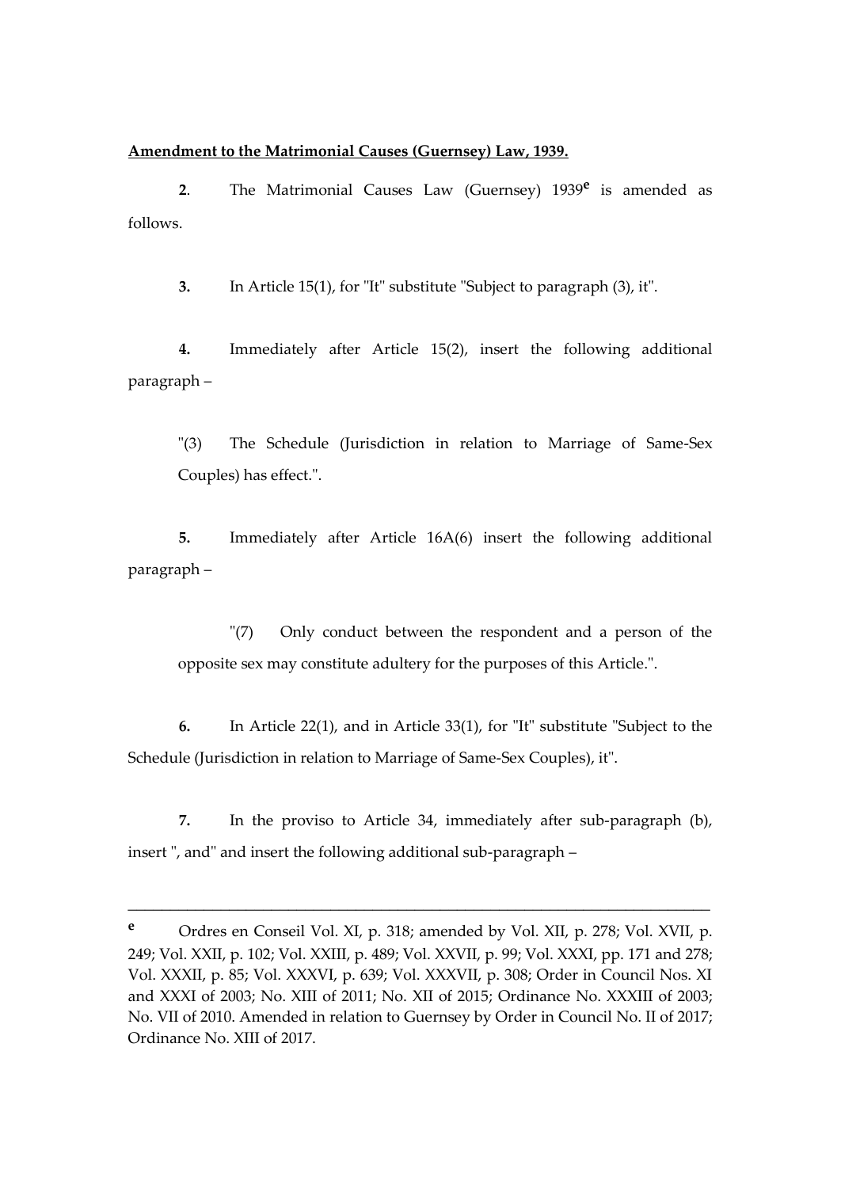**Amendment to the Matrimonial Causes (Guernsey) Law, 1939.**

**2**. The Matrimonial Causes Law (Guernsey) 1939[e] is amended as follows.

**3.** In Article 15(1), for "It" substitute "Subject to paragraph (3), it".

**4.** Immediately after Article 15(2), insert the following additional paragraph –

> "(3) The Schedule (Jurisdiction in relation to Marriage of Same-Sex Couples) has effect.".

**5.** Immediately after Article 16A(6) insert the following additional paragraph –

> "(7) Only conduct between the respondent and a person of the opposite sex may constitute adultery for the purposes of this Article.".

**6.** In Article 22(1), and in Article 33(1), for "It" substitute "Subject to the Schedule (Jurisdiction in relation to Marriage of Same-Sex Couples), it".

**7.** In the proviso to Article 34, immediately after sub-paragraph (b), insert ", and" and insert the following additional sub-paragraph –

---

[e] Ordres en Conseil Vol. XI, p. 318; amended by Vol. XII, p. 278; Vol. XVII, p. 249; Vol. XXII, p. 102; Vol. XXIII, p. 489; Vol. XXVII, p. 99; Vol. XXXI, pp. 171 and 278; Vol. XXXII, p. 85; Vol. XXXVI, p. 639; Vol. XXXVII, p. 308; Order in Council Nos. XI and XXXI of 2003; No. XIII of 2011; No. XII of 2015; Ordinance No. XXXIII of 2003; No. VII of 2010. Amended in relation to Guernsey by Order in Council No. II of 2017; Ordinance No. XIII of 2017.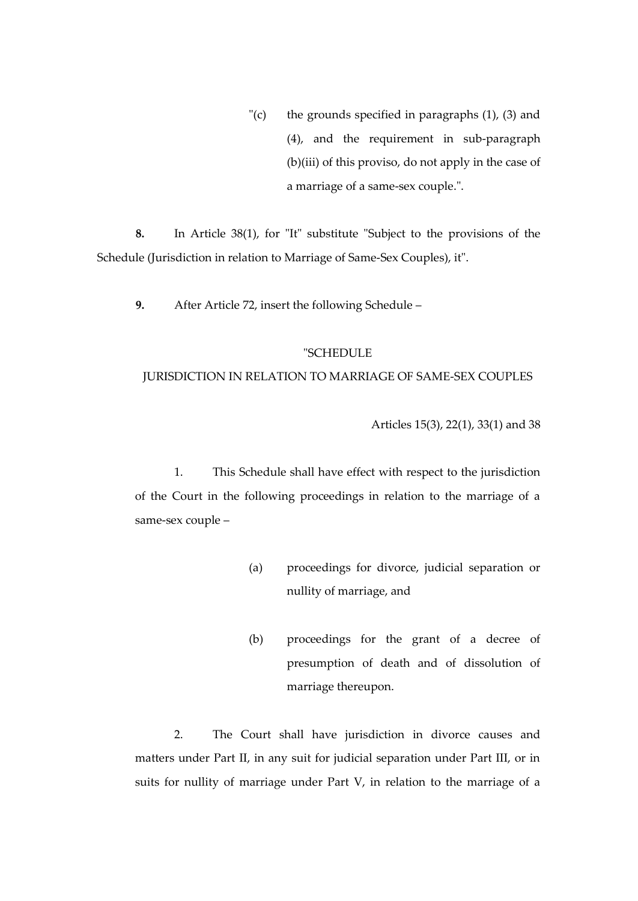"(c) the grounds specified in paragraphs (1), (3) and (4), and the requirement in sub-paragraph (b)(iii) of this proviso, do not apply in the case of a marriage of a same-sex couple.".

**8.** In Article 38(1), for "It" substitute "Subject to the provisions of the Schedule (Jurisdiction in relation to Marriage of Same-Sex Couples), it".

**9.** After Article 72, insert the following Schedule –

"SCHEDULE

JURISDICTION IN RELATION TO MARRIAGE OF SAME-SEX COUPLES

Articles 15(3), 22(1), 33(1) and 38

1. This Schedule shall have effect with respect to the jurisdiction of the Court in the following proceedings in relation to the marriage of a same-sex couple –

(a) proceedings for divorce, judicial separation or nullity of marriage, and

(b) proceedings for the grant of a decree of presumption of death and of dissolution of marriage thereupon.

2. The Court shall have jurisdiction in divorce causes and matters under Part II, in any suit for judicial separation under Part III, or in suits for nullity of marriage under Part V, in relation to the marriage of a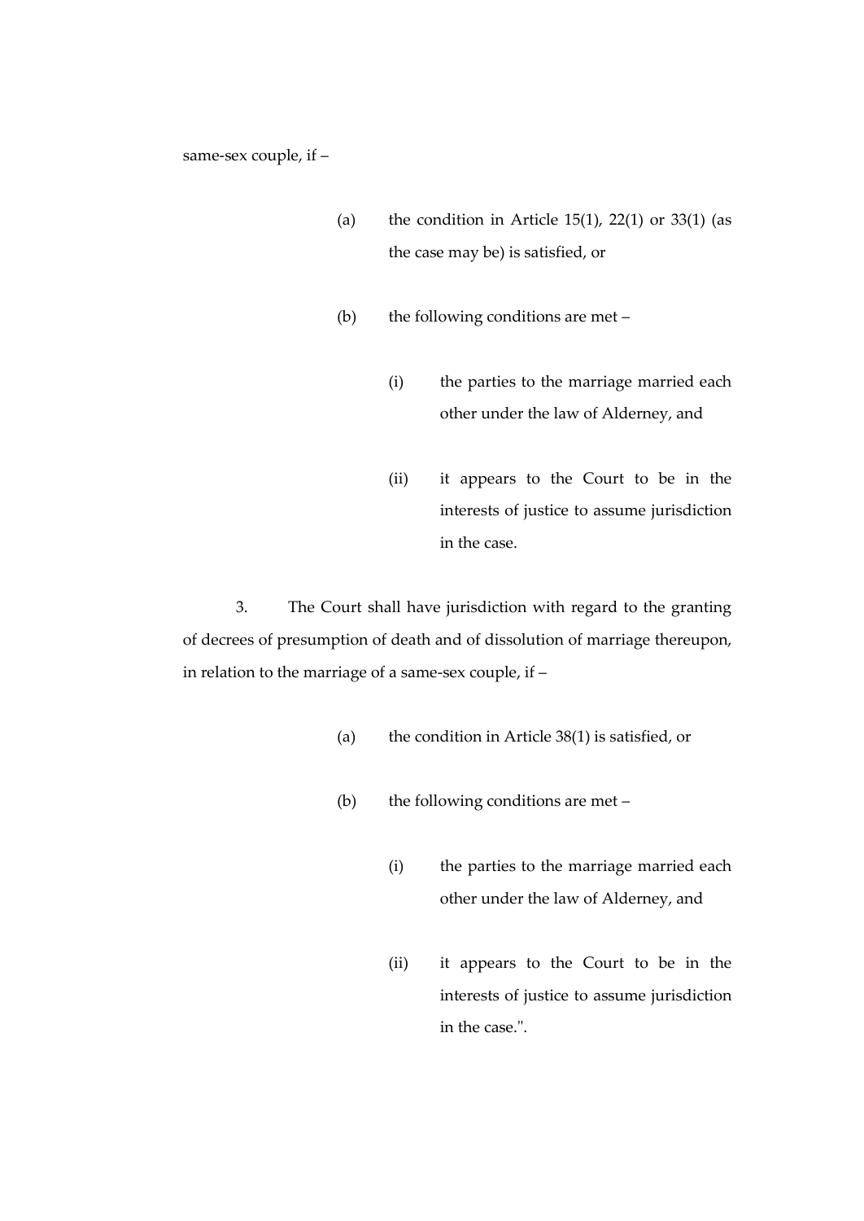same-sex couple, if –

(a) the condition in Article 15(1), 22(1) or 33(1) (as the case may be) is satisfied, or

(b) the following conditions are met –

(i) the parties to the marriage married each other under the law of Alderney, and

(ii) it appears to the Court to be in the interests of justice to assume jurisdiction in the case.

3. The Court shall have jurisdiction with regard to the granting of decrees of presumption of death and of dissolution of marriage thereupon, in relation to the marriage of a same-sex couple, if –

(a) the condition in Article 38(1) is satisfied, or

(b) the following conditions are met –

(i) the parties to the marriage married each other under the law of Alderney, and

(ii) it appears to the Court to be in the interests of justice to assume jurisdiction in the case.".